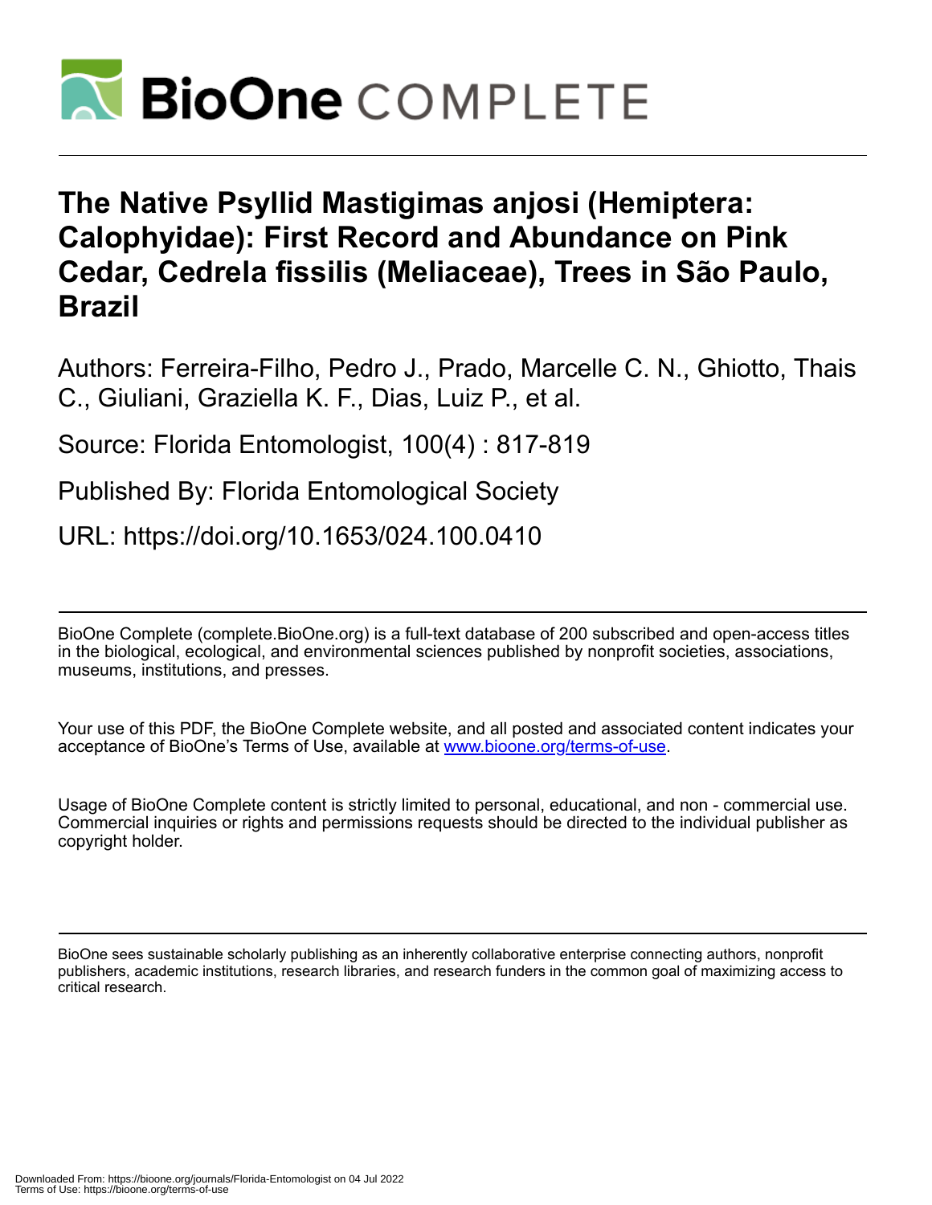# BioOne COMPLETE

# The Native Psyllid Mastigimas anjosi (Hemiptera: Calophyidae): First Record and Abundance on Pink Cedar, Cedrela fissilis (Meliaceae), Trees in São Paulo, Brazil

Authors: Ferreira-Filho, Pedro J., Prado, Marcelle C. N., Ghiotto, Thais C., Giuliani, Graziella K. F., Dias, Luiz P., et al.

Source: Florida Entomologist, 100(4) : 817-819

Published By: Florida Entomological Society

URL: https://doi.org/10.1653/024.100.0410

---

BioOne Complete (complete.BioOne.org) is a full-text database of 200 subscribed and open-access titles in the biological, ecological, and environmental sciences published by nonprofit societies, associations, museums, institutions, and presses.

Your use of this PDF, the BioOne Complete website, and all posted and associated content indicates your acceptance of BioOne's Terms of Use, available at www.bioone.org/terms-of-use.

Usage of BioOne Complete content is strictly limited to personal, educational, and non - commercial use. Commercial inquiries or rights and permissions requests should be directed to the individual publisher as copyright holder.

---

BioOne sees sustainable scholarly publishing as an inherently collaborative enterprise connecting authors, nonprofit publishers, academic institutions, research libraries, and research funders in the common goal of maximizing access to critical research.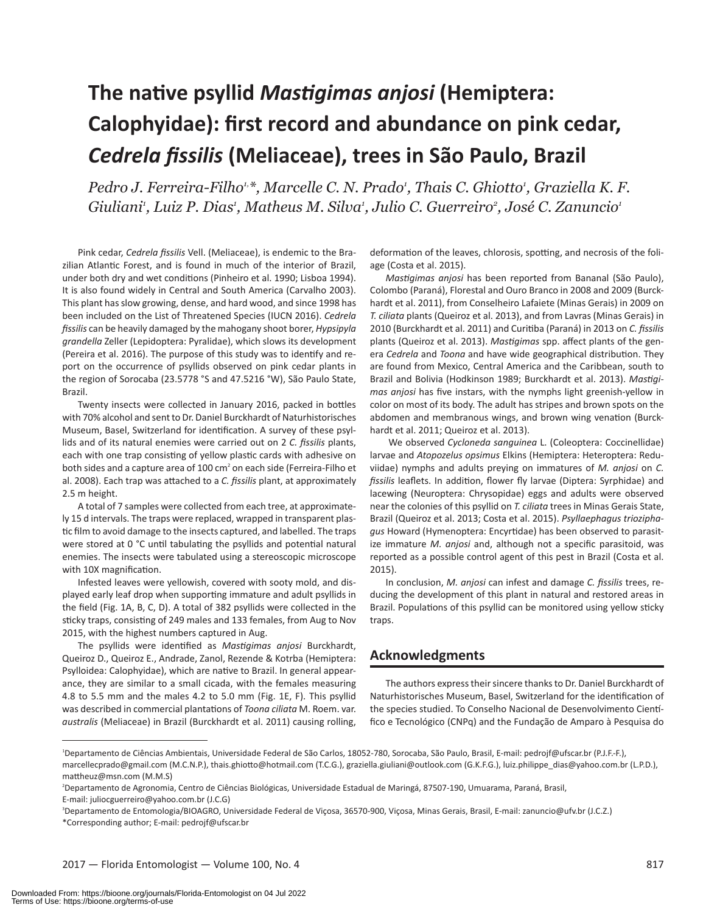# The native psyllid *Mastigimas anjosi* (Hemiptera: Calophyidae): first record and abundance on pink cedar, *Cedrela fissilis* (Meliaceae), trees in São Paulo, Brazil

*Pedro J. Ferreira-Filho[1,\*], Marcelle C. N. Prado[1], Thais C. Ghiotto[1], Graziella K. F. Giuliani[1], Luiz P. Dias[1], Matheus M. Silva[1], Julio C. Guerreiro[2], José C. Zanuncio[1]*

Pink cedar, *Cedrela fissilis* Vell. (Meliaceae), is endemic to the Brazilian Atlantic Forest, and is found in much of the interior of Brazil, under both dry and wet conditions (Pinheiro et al. 1990; Lisboa 1994). It is also found widely in Central and South America (Carvalho 2003). This plant has slow growing, dense, and hard wood, and since 1998 has been included on the List of Threatened Species (IUCN 2016). *Cedrela fissilis* can be heavily damaged by the mahogany shoot borer, *Hypsipyla grandella* Zeller (Lepidoptera: Pyralidae), which slows its development (Pereira et al. 2016). The purpose of this study was to identify and report on the occurrence of psyllids observed on pink cedar plants in the region of Sorocaba (23.5778 °S and 47.5216 °W), São Paulo State, Brazil.

Twenty insects were collected in January 2016, packed in bottles with 70% alcohol and sent to Dr. Daniel Burckhardt of Naturhistorisches Museum, Basel, Switzerland for identification. A survey of these psyllids and of its natural enemies were carried out on 2 *C. fissilis* plants, each with one trap consisting of yellow plastic cards with adhesive on both sides and a capture area of 100 $cm^2$ on each side (Ferreira-Filho et al. 2008). Each trap was attached to a *C. fissilis* plant, at approximately 2.5 m height.

A total of 7 samples were collected from each tree, at approximately 15 d intervals. The traps were replaced, wrapped in transparent plastic film to avoid damage to the insects captured, and labelled. The traps were stored at 0 °C until tabulating the psyllids and potential natural enemies. The insects were tabulated using a stereoscopic microscope with 10X magnification.

Infested leaves were yellowish, covered with sooty mold, and displayed early leaf drop when supporting immature and adult psyllids in the field (Fig. 1A, B, C, D). A total of 382 psyllids were collected in the sticky traps, consisting of 249 males and 133 females, from Aug to Nov 2015, with the highest numbers captured in Aug.

The psyllids were identified as *Mastigimas anjosi* Burckhardt, Queiroz D., Queiroz E., Andrade, Zanol, Rezende & Kotrba (Hemiptera: Psylloidea: Calophyidae), which are native to Brazil. In general appearance, they are similar to a small cicada, with the females measuring 4.8 to 5.5 mm and the males 4.2 to 5.0 mm (Fig. 1E, F). This psyllid was described in commercial plantations of *Toona ciliata* M. Roem. var. *australis* (Meliaceae) in Brazil (Burckhardt et al. 2011) causing rolling, deformation of the leaves, chlorosis, spotting, and necrosis of the foliage (Costa et al. 2015).

*Mastigimas anjosi* has been reported from Bananal (São Paulo), Colombo (Paraná), Florestal and Ouro Branco in 2008 and 2009 (Burckhardt et al. 2011), from Conselheiro Lafaiete (Minas Gerais) in 2009 on *T. ciliata* plants (Queiroz et al. 2013), and from Lavras (Minas Gerais) in 2010 (Burckhardt et al. 2011) and Curitiba (Paraná) in 2013 on *C. fissilis* plants (Queiroz et al. 2013). *Mastigimas* spp. affect plants of the genera *Cedrela* and *Toona* and have wide geographical distribution. They are found from Mexico, Central America and the Caribbean, south to Brazil and Bolivia (Hodkinson 1989; Burckhardt et al. 2013). *Mastigimas anjosi* has five instars, with the nymphs light greenish-yellow in color on most of its body. The adult has stripes and brown spots on the abdomen and membranous wings, and brown wing venation (Burckhardt et al. 2011; Queiroz et al. 2013).

We observed *Cycloneda sanguinea* L. (Coleoptera: Coccinellidae) larvae and *Atopozelus opsimus* Elkins (Hemiptera: Heteroptera: Reduviidae) nymphs and adults preying on immatures of *M. anjosi* on *C. fissilis* leaflets. In addition, flower fly larvae (Diptera: Syrphidae) and lacewing (Neuroptera: Chrysopidae) eggs and adults were observed near the colonies of this psyllid on *T. ciliata* trees in Minas Gerais State, Brazil (Queiroz et al. 2013; Costa et al. 2015). *Psyllaephagus trioziphagus* Howard (Hymenoptera: Encyrtidae) has been observed to parasitize immature *M. anjosi* and, although not a specific parasitoid, was reported as a possible control agent of this pest in Brazil (Costa et al. 2015).

In conclusion, *M. anjosi* can infest and damage *C. fissilis* trees, reducing the development of this plant in natural and restored areas in Brazil. Populations of this psyllid can be monitored using yellow sticky traps.

## Acknowledgments

The authors express their sincere thanks to Dr. Daniel Burckhardt of Naturhistorisches Museum, Basel, Switzerland for the identification of the species studied. To Conselho Nacional de Desenvolvimento Científico e Tecnológico (CNPq) and the Fundação de Amparo à Pesquisa do

---

[1]Departamento de Ciências Ambientais, Universidade Federal de São Carlos, 18052-780, Sorocaba, São Paulo, Brasil, E-mail: pedrojf@ufscar.br (P.J.F.-F.), marcellecprado@gmail.com (M.C.N.P.), thais.ghiotto@hotmail.com (T.C.G.), graziella.giuliani@outlook.com (G.K.F.G.), luiz.philippe_dias@yahoo.com.br (L.P.D.), mattheuz@msn.com (M.M.S)

[2]Departamento de Agronomia, Centro de Ciências Biológicas, Universidade Estadual de Maringá, 87507-190, Umuarama, Paraná, Brasil, E-mail: juliocguerreiro@yahoo.com.br (J.C.G)

[3]Departamento de Entomologia/BIOAGRO, Universidade Federal de Viçosa, 36570-900, Viçosa, Minas Gerais, Brasil, E-mail: zanuncio@ufv.br (J.C.Z.)

\*Corresponding author; E-mail: pedrojf@ufscar.br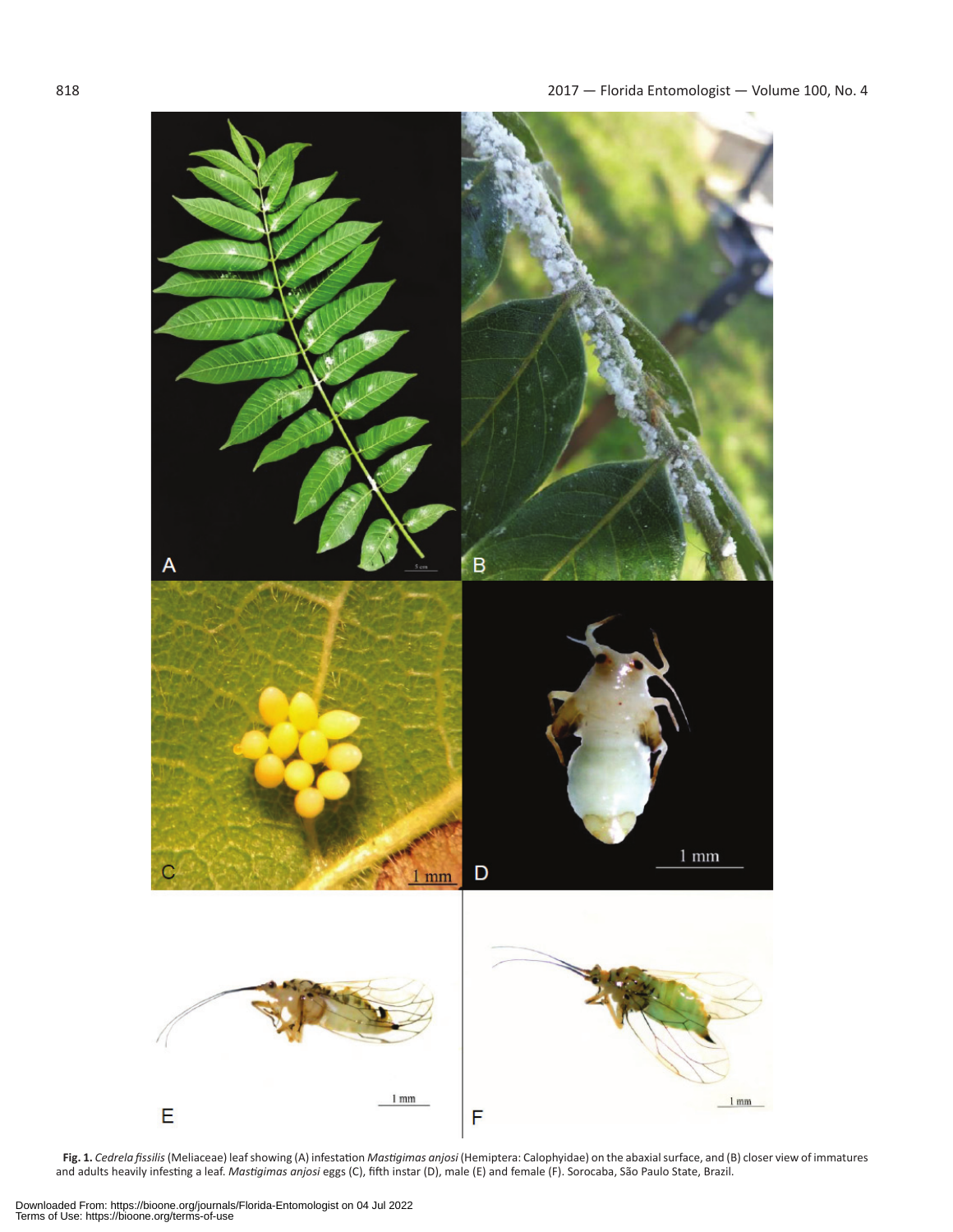**Fig. 1.** *Cedrela fissilis* (Meliaceae) leaf showing (A) infestation *Mastigimas anjosi* (Hemiptera: Calophyidae) on the abaxial surface, and (B) closer view of immatures and adults heavily infesting a leaf. *Mastigimas anjosi* eggs (C), fifth instar (D), male (E) and female (F). Sorocaba, São Paulo State, Brazil.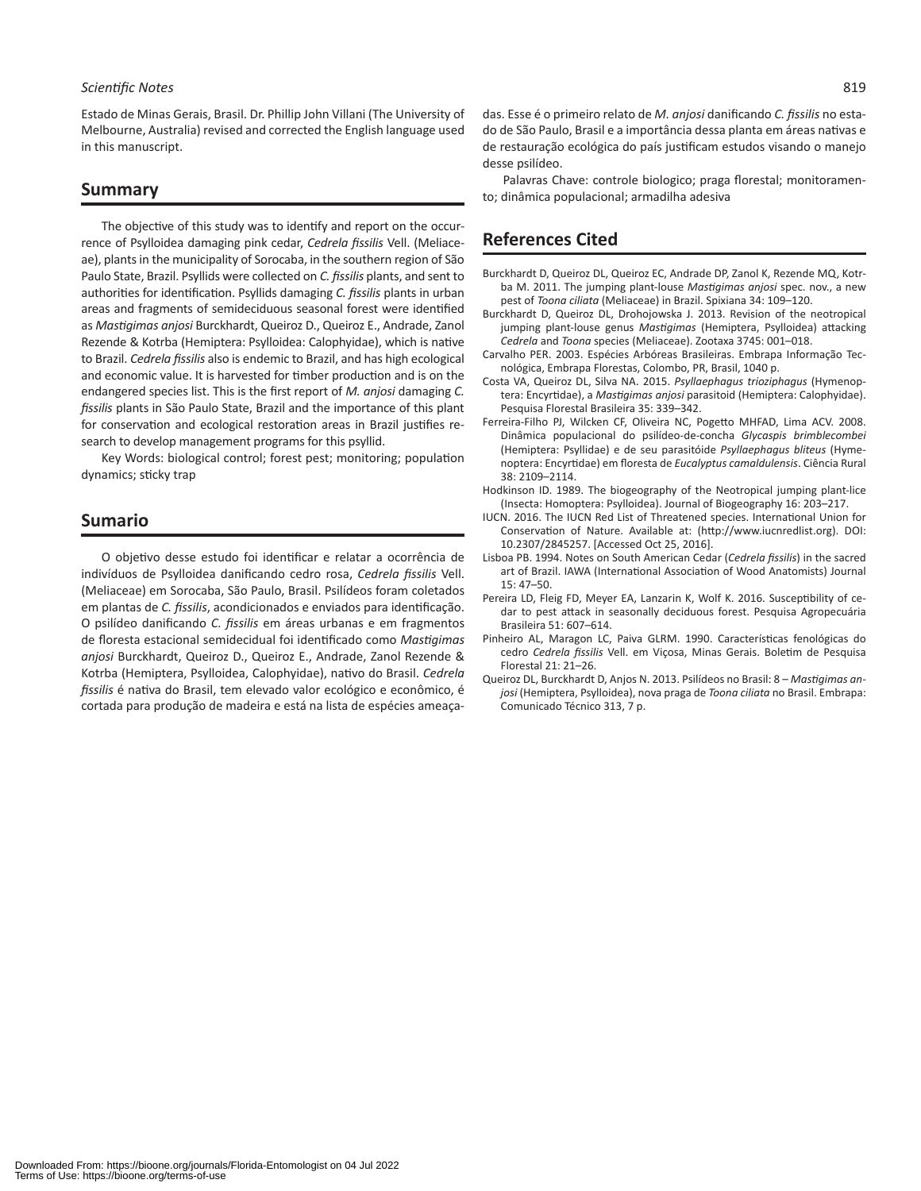Estado de Minas Gerais, Brasil. Dr. Phillip John Villani (The University of Melbourne, Australia) revised and corrected the English language used in this manuscript.

## Summary

The objective of this study was to identify and report on the occurrence of Psylloidea damaging pink cedar, *Cedrela fissilis* Vell. (Meliaceae), plants in the municipality of Sorocaba, in the southern region of São Paulo State, Brazil. Psyllids were collected on *C. fissilis* plants, and sent to authorities for identification. Psyllids damaging *C. fissilis* plants in urban areas and fragments of semideciduous seasonal forest were identified as *Mastigimas anjosi* Burckhardt, Queiroz D., Queiroz E., Andrade, Zanol Rezende & Kotrba (Hemiptera: Psylloidea: Calophyidae), which is native to Brazil. *Cedrela fissilis* also is endemic to Brazil, and has high ecological and economic value. It is harvested for timber production and is on the endangered species list. This is the first report of *M. anjosi* damaging *C. fissilis* plants in São Paulo State, Brazil and the importance of this plant for conservation and ecological restoration areas in Brazil justifies research to develop management programs for this psyllid.

Key Words: biological control; forest pest; monitoring; population dynamics; sticky trap

## Sumario

O objetivo desse estudo foi identificar e relatar a ocorrência de indivíduos de Psylloidea danificando cedro rosa, *Cedrela fissilis* Vell. (Meliaceae) em Sorocaba, São Paulo, Brasil. Psilídeos foram coletados em plantas de *C. fissilis*, acondicionados e enviados para identificação. O psilídeo danificando *C. fissilis* em áreas urbanas e em fragmentos de floresta estacional semidecidual foi identificado como *Mastigimas anjosi* Burckhardt, Queiroz D., Queiroz E., Andrade, Zanol Rezende & Kotrba (Hemiptera, Psylloidea, Calophyidae), nativo do Brasil. *Cedrela fissilis* é nativa do Brasil, tem elevado valor ecológico e econômico, é cortada para produção de madeira e está na lista de espécies ameaçadas. Esse é o primeiro relato de *M. anjosi* danificando *C. fissilis* no estado de São Paulo, Brasil e a importância dessa planta em áreas nativas e de restauração ecológica do país justificam estudos visando o manejo desse psilídeo.

Palavras Chave: controle biologico; praga florestal; monitoramento; dinâmica populacional; armadilha adesiva

## References Cited

Burckhardt D, Queiroz DL, Queiroz EC, Andrade DP, Zanol K, Rezende MQ, Kotrba M. 2011. The jumping plant-louse *Mastigimas anjosi* spec. nov., a new pest of *Toona ciliata* (Meliaceae) in Brazil. Spixiana 34: 109–120.

Burckhardt D, Queiroz DL, Drohojowska J. 2013. Revision of the neotropical jumping plant-louse genus *Mastigimas* (Hemiptera, Psylloidea) attacking *Cedrela* and *Toona* species (Meliaceae). Zootaxa 3745: 001–018.

Carvalho PER. 2003. Espécies Arbóreas Brasileiras. Embrapa Informação Tecnológica, Embrapa Florestas, Colombo, PR, Brasil, 1040 p.

Costa VA, Queiroz DL, Silva NA. 2015. *Psyllaephagus trioziphagus* (Hymenoptera: Encyrtidae), a *Mastigimas anjosi* parasitoid (Hemiptera: Calophyidae). Pesquisa Florestal Brasileira 35: 339–342.

Ferreira-Filho PJ, Wilcken CF, Oliveira NC, Pogetto MHFAD, Lima ACV. 2008. Dinâmica populacional do psilídeo-de-concha *Glycaspis brimblecombei* (Hemiptera: Psyllidae) e de seu parasitóide *Psyllaephagus bliteus* (Hymenoptera: Encyrtidae) em floresta de *Eucalyptus camaldulensis*. Ciência Rural 38: 2109–2114.

Hodkinson ID. 1989. The biogeography of the Neotropical jumping plant-lice (Insecta: Homoptera: Psylloidea). Journal of Biogeography 16: 203–217.

IUCN. 2016. The IUCN Red List of Threatened species. International Union for Conservation of Nature. Available at: (http://www.iucnredlist.org). DOI: 10.2307/2845257. [Accessed Oct 25, 2016].

Lisboa PB. 1994. Notes on South American Cedar (*Cedrela fissilis*) in the sacred art of Brazil. IAWA (International Association of Wood Anatomists) Journal 15: 47–50.

Pereira LD, Fleig FD, Meyer EA, Lanzarin K, Wolf K. 2016. Susceptibility of cedar to pest attack in seasonally deciduous forest. Pesquisa Agropecuária Brasileira 51: 607–614.

Pinheiro AL, Maragon LC, Paiva GLRM. 1990. Características fenológicas do cedro *Cedrela fissilis* Vell. em Viçosa, Minas Gerais. Boletim de Pesquisa Florestal 21: 21–26.

Queiroz DL, Burckhardt D, Anjos N. 2013. Psilídeos no Brasil: 8 – *Mastigimas anjosi* (Hemiptera, Psylloidea), nova praga de *Toona ciliata* no Brasil. Embrapa: Comunicado Técnico 313, 7 p.